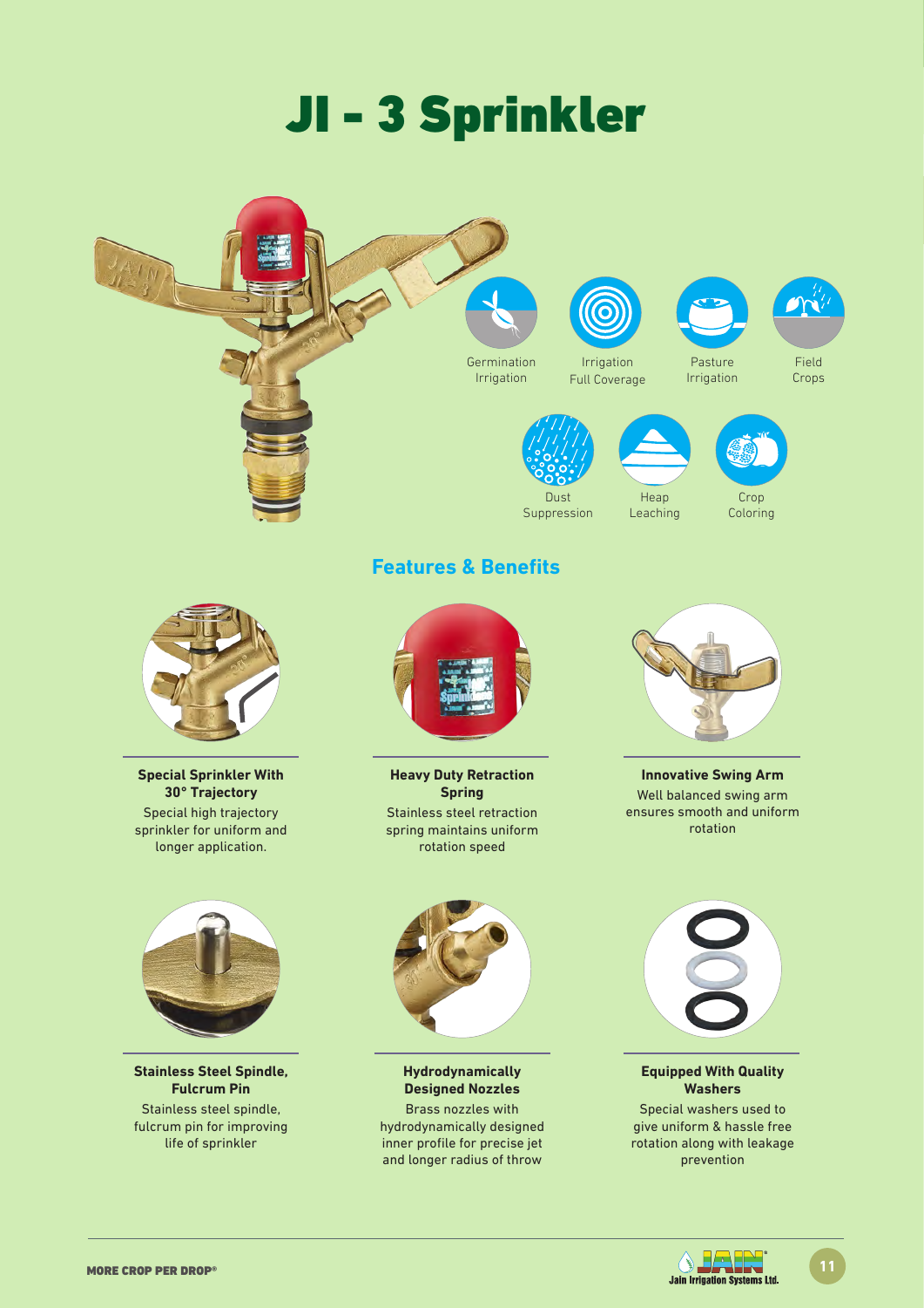# JI - 3 Sprinkler

Germination Irrigation

Irrigation Full Coverage

Pasture Irrigation

Field Crops

Dust Suppression

Heap Leaching

Crop Coloring

## Features & Benefits

**Special Sprinkler With 30° Trajectory**

Special high trajectory sprinkler for uniform and longer application.

**Heavy Duty Retraction Spring**

Stainless steel retraction spring maintains uniform rotation speed

**Innovative Swing Arm**

Well balanced swing arm ensures smooth and uniform rotation

**Stainless Steel Spindle, Fulcrum Pin**

Stainless steel spindle, fulcrum pin for improving life of sprinkler

**Hydrodynamically Designed Nozzles**

Brass nozzles with hydrodynamically designed inner profile for precise jet and longer radius of throw

**Equipped With Quality Washers**

Special washers used to give uniform & hassle free rotation along with leakage prevention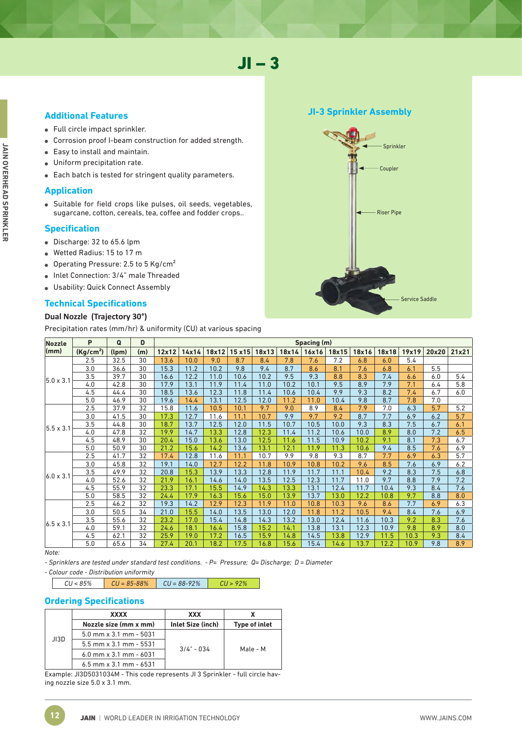# JI – 3

## Additional Features

- Full circle impact sprinkler.
- Corrosion proof I-beam construction for added strength.
- Easy to install and maintain.
- Uniform precipitation rate.
- Each batch is tested for stringent quality parameters.

## Application

- Suitable for field crops like pulses, oil seeds, vegetables, sugarcane, cotton, cereals, tea, coffee and fodder crops..

## Specification

- Discharge: 32 to 65.6 lpm
- Wetted Radius: 15 to 17 m
- Operating Pressure: 2.5 to 5 Kg/$cm^2$
- Inlet Connection: 3/4" male Threaded
- Usability: Quick Connect Assembly

## JI-3 Sprinkler Assembly

Sprinkler

Coupler

Riser Pipe

Service Saddle

## Technical Specifications

**Dual Nozzle (Trajectory 30°)**

Precipitation rates (mm/hr) & uniformity (CU) at various spacing

| Nozzle (mm) | P | Q | D | Spacing (m) | | | | | | | | | | | | |
|---|---|---|---|---|---|---|---|---|---|---|---|---|---|---|---|---|
| | (Kg/$cm^2$) | (lpm) | (m) | 12x12 | 14x14 | 18x12 | 15 x15 | 18x13 | 18x14 | 16x16 | 18x15 | 18x16 | 18x18 | 19x19 | 20x20 | 21x21 |
| 5.0 x 3.1 | 2.5 | 32.5 | 30 | 13.6 | 10.0 | 9.0 | 8.7 | 8.4 | 7.8 | 7.6 | 7.2 | 6.8 | 6.0 | 5.4 | | |
| | 3.0 | 36.6 | 30 | 15.3 | 11.2 | 10.2 | 9.8 | 9.4 | 8.7 | 8.6 | 8.1 | 7.6 | 6.8 | 6.1 | 5.5 | |
| | 3.5 | 39.7 | 30 | 16.6 | 12.2 | 11.0 | 10.6 | 10.2 | 9.5 | 9.3 | 8.8 | 8.3 | 7.4 | 6.6 | 6.0 | 5.4 |
| | 4.0 | 42.8 | 30 | 17.9 | 13.1 | 11.9 | 11.4 | 11.0 | 10.2 | 10.1 | 9.5 | 8.9 | 7.9 | 7.1 | 6.4 | 5.8 |
| | 4.5 | 44.4 | 30 | 18.5 | 13.6 | 12.3 | 11.8 | 11.4 | 10.6 | 10.4 | 9.9 | 9.3 | 8.2 | 7.4 | 6.7 | 6.0 |
| | 5.0 | 46.9 | 30 | 19.6 | 14.4 | 13.1 | 12.5 | 12.0 | 11.2 | 11.0 | 10.4 | 9.8 | 8.7 | 7.8 | 7.0 | |
| 5.5 x 3.1 | 2.5 | 37.9 | 32 | 15.8 | 11.6 | 10.5 | 10.1 | 9.7 | 9.0 | 8.9 | 8.4 | 7.9 | 7.0 | 6.3 | 5.7 | 5.2 |
| | 3.0 | 41.5 | 30 | 17.3 | 12.7 | 11.6 | 11.1 | 10.7 | 9.9 | 9.7 | 9.2 | 8.7 | 7.7 | 6.9 | 6.2 | 5.7 |
| | 3.5 | 44.8 | 30 | 18.7 | 13.7 | 12.5 | 12.0 | 11.5 | 10.7 | 10.5 | 10.0 | 9.3 | 8.3 | 7.5 | 6.7 | 6.1 |
| | 4.0 | 47.8 | 32 | 19.9 | 14.7 | 13.3 | 12.8 | 12.3 | 11.4 | 11.2 | 10.6 | 10.0 | 8.9 | 8.0 | 7.2 | 6.5 |
| | 4.5 | 48.9 | 30 | 20.4 | 15.0 | 13.6 | 13.0 | 12.5 | 11.6 | 11.5 | 10.9 | 10.2 | 9.1 | 8.1 | 7.3 | 6.7 |
| | 5.0 | 50.9 | 30 | 21.2 | 15.6 | 14.2 | 13.6 | 13.1 | 12.1 | 11.9 | 11.3 | 10.6 | 9.4 | 8.5 | 7.6 | 6.9 |
| 6.0 x 3.1 | 2.5 | 41.7 | 32 | 17.4 | 12.8 | 11.6 | 11.1 | 10.7 | 9.9 | 9.8 | 9.3 | 8.7 | 7.7 | 6.9 | 6.3 | 5.7 |
| | 3.0 | 45.8 | 32 | 19.1 | 14.0 | 12.7 | 12.2 | 11.8 | 10.9 | 10.8 | 10.2 | 9.6 | 8.5 | 7.6 | 6.9 | 6.2 |
| | 3.5 | 49.9 | 32 | 20.8 | 15.3 | 13.9 | 13.3 | 12.8 | 11.9 | 11.7 | 11.1 | 10.4 | 9.2 | 8.3 | 7.5 | 6.8 |
| | 4.0 | 52.6 | 32 | 21.9 | 16.1 | 14.6 | 14.0 | 13.5 | 12.5 | 12.3 | 11.7 | 11.0 | 9.7 | 8.8 | 7.9 | 7.2 |
| | 4.5 | 55.9 | 32 | 23.3 | 17.1 | 15.5 | 14.9 | 14.3 | 13.3 | 13.1 | 12.4 | 11.7 | 10.4 | 9.3 | 8.4 | 7.6 |
| | 5.0 | 58.5 | 32 | 24.4 | 17.9 | 16.3 | 15.6 | 15.0 | 13.9 | 13.7 | 13.0 | 12.2 | 10.8 | 9.7 | 8.8 | 8.0 |
| 6.5 x 3.1 | 2.5 | 46.2 | 32 | 19.3 | 14.2 | 12.9 | 12.3 | 11.9 | 11.0 | 10.8 | 10.3 | 9.6 | 8.6 | 7.7 | 6.9 | 6.3 |
| | 3.0 | 50.5 | 34 | 21.0 | 15.5 | 14.0 | 13.5 | 13.0 | 12.0 | 11.8 | 11.2 | 10.5 | 9.4 | 8.4 | 7.6 | 6.9 |
| | 3.5 | 55.6 | 32 | 23.2 | 17.0 | 15.4 | 14.8 | 14.3 | 13.2 | 13.0 | 12.4 | 11.6 | 10.3 | 9.2 | 8.3 | 7.6 |
| | 4.0 | 59.1 | 32 | 24.6 | 18.1 | 16.4 | 15.8 | 15.2 | 14.1 | 13.8 | 13.1 | 12.3 | 10.9 | 9.8 | 8.9 | 8.0 |
| | 4.5 | 62.1 | 32 | 25.9 | 19.0 | 17.2 | 16.5 | 15.9 | 14.8 | 14.5 | 13.8 | 12.9 | 11.5 | 10.3 | 9.3 | 8.4 |
| | 5.0 | 65.6 | 34 | 27.4 | 20.1 | 18.2 | 17.5 | 16.8 | 15.6 | 15.4 | 14.6 | 13.7 | 12.2 | 10.9 | 9.8 | 8.9 |

*Note:*

*- Sprinklers are tested under standard test conditions. - P= Pressure; Q= Discharge; D = Diameter*

*- Colour code - Distribution uniformity*

| | | | |
|---|---|---|---|
| *CU < 85%* | *CU = 85-88%* | *CU = 88-92%* | *CU > 92%* |

## Ordering Specifications

| | XXXX | XXX | X |
|---|---|---|---|
| JI3D | Nozzle size (mm x mm) | Inlet Size (inch) | Type of inlet |
| | 5.0 mm x 3.1 mm - 5031 | 3/4" - 034 | Male - M |
| | 5.5 mm x 3.1 mm - 5531 | | |
| | 6.0 mm x 3.1 mm - 6031 | | |
| | 6.5 mm x 3.1 mm - 6531 | | |

Example: JI3D5031034M - This code represents JI 3 Sprinkler - full circle having nozzle size 5.0 x 3.1 mm.